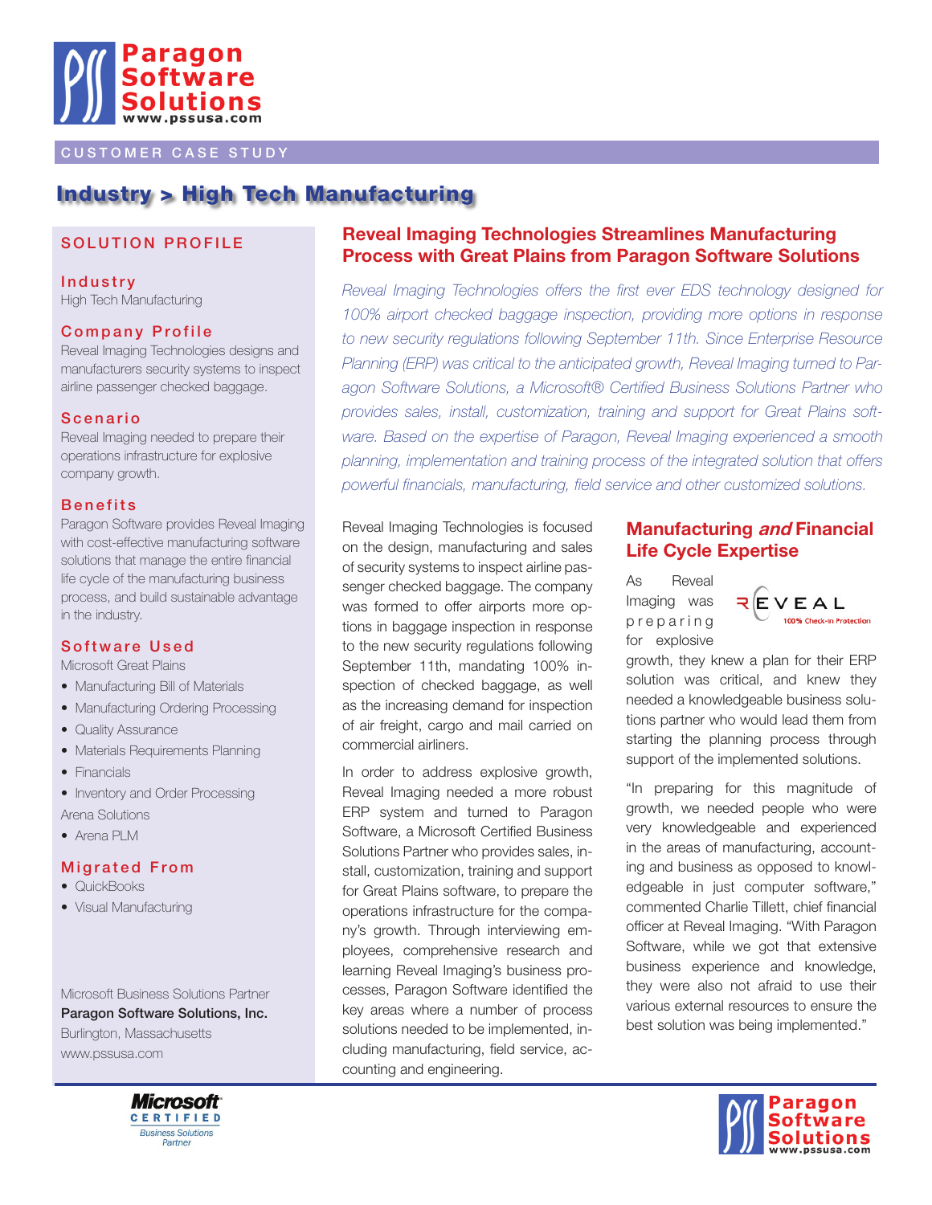Paragon Software Solutions
www.pssusa.com

CUSTOMER CASE STUDY

# Industry > High Tech Manufacturing

## SOLUTION PROFILE

### Industry
High Tech Manufacturing

### Company Profile
Reveal Imaging Technologies designs and manufacturers security systems to inspect airline passenger checked baggage.

### Scenario
Reveal Imaging needed to prepare their operations infrastructure for explosive company growth.

### Benefits
Paragon Software provides Reveal Imaging with cost-effective manufacturing software solutions that manage the entire financial life cycle of the manufacturing business process, and build sustainable advantage in the industry.

### Software Used
Microsoft Great Plains

- Manufacturing Bill of Materials
- Manufacturing Ordering Processing
- Quality Assurance
- Materials Requirements Planning
- Financials
- Inventory and Order Processing

Arena Solutions

- Arena PLM

### Migrated From
- QuickBooks
- Visual Manufacturing

Microsoft Business Solutions Partner
**Paragon Software Solutions, Inc.**
Burlington, Massachusetts
www.pssusa.com

## Reveal Imaging Technologies Streamlines Manufacturing Process with Great Plains from Paragon Software Solutions

*Reveal Imaging Technologies offers the first ever EDS technology designed for 100% airport checked baggage inspection, providing more options in response to new security regulations following September 11th. Since Enterprise Resource Planning (ERP) was critical to the anticipated growth, Reveal Imaging turned to Paragon Software Solutions, a Microsoft® Certified Business Solutions Partner who provides sales, install, customization, training and support for Great Plains software. Based on the expertise of Paragon, Reveal Imaging experienced a smooth planning, implementation and training process of the integrated solution that offers powerful financials, manufacturing, field service and other customized solutions.*

Reveal Imaging Technologies is focused on the design, manufacturing and sales of security systems to inspect airline passenger checked baggage. The company was formed to offer airports more options in baggage inspection in response to the new security regulations following September 11th, mandating 100% inspection of checked baggage, as well as the increasing demand for inspection of air freight, cargo and mail carried on commercial airliners.

In order to address explosive growth, Reveal Imaging needed a more robust ERP system and turned to Paragon Software, a Microsoft Certified Business Solutions Partner who provides sales, install, customization, training and support for Great Plains software, to prepare the operations infrastructure for the company's growth. Through interviewing employees, comprehensive research and learning Reveal Imaging's business processes, Paragon Software identified the key areas where a number of process solutions needed to be implemented, including manufacturing, field service, accounting and engineering.

## Manufacturing *and* Financial Life Cycle Expertise

REVEAL
100% Check-in Protection

As Reveal Imaging was preparing for explosive growth, they knew a plan for their ERP solution was critical, and knew they needed a knowledgeable business solutions partner who would lead them from starting the planning process through support of the implemented solutions.

"In preparing for this magnitude of growth, we needed people who were very knowledgeable and experienced in the areas of manufacturing, accounting and business as opposed to knowledgeable in just computer software," commented Charlie Tillett, chief financial officer at Reveal Imaging. "With Paragon Software, while we got that extensive business experience and knowledge, they were also not afraid to use their various external resources to ensure the best solution was being implemented."

Microsoft CERTIFIED Business Solutions Partner

Paragon Software Solutions
www.pssusa.com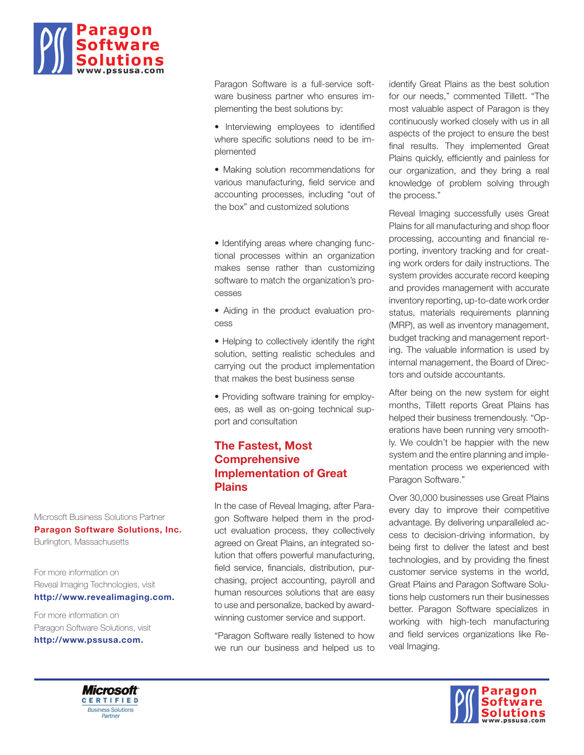Paragon Software is a full-service software business partner who ensures implementing the best solutions by:

- Interviewing employees to identified where specific solutions need to be implemented
- Making solution recommendations for various manufacturing, field service and accounting processes, including "out of the box" and customized solutions
- Identifying areas where changing functional processes within an organization makes sense rather than customizing software to match the organization's processes
- Aiding in the product evaluation process
- Helping to collectively identify the right solution, setting realistic schedules and carrying out the product implementation that makes the best business sense
- Providing software training for employees, as well as on-going technical support and consultation

## The Fastest, Most Comprehensive Implementation of Great Plains

In the case of Reveal Imaging, after Paragon Software helped them in the product evaluation process, they collectively agreed on Great Plains, an integrated solution that offers powerful manufacturing, field service, financials, distribution, purchasing, project accounting, payroll and human resources solutions that are easy to use and personalize, backed by award-winning customer service and support.

"Paragon Software really listened to how we run our business and helped us to identify Great Plains as the best solution for our needs," commented Tillett. "The most valuable aspect of Paragon is they continuously worked closely with us in all aspects of the project to ensure the best final results. They implemented Great Plains quickly, efficiently and painless for our organization, and they bring a real knowledge of problem solving through the process."

Reveal Imaging successfully uses Great Plains for all manufacturing and shop floor processing, accounting and financial reporting, inventory tracking and for creating work orders for daily instructions. The system provides accurate record keeping and provides management with accurate inventory reporting, up-to-date work order status, materials requirements planning (MRP), as well as inventory management, budget tracking and management reporting. The valuable information is used by internal management, the Board of Directors and outside accountants.

After being on the new system for eight months, Tillett reports Great Plains has helped their business tremendously. "Operations have been running very smoothly. We couldn't be happier with the new system and the entire planning and implementation process we experienced with Paragon Software."

Over 30,000 businesses use Great Plains every day to improve their competitive advantage. By delivering unparalleled access to decision-driving information, by being first to deliver the latest and best technologies, and by providing the finest customer service systems in the world, Great Plains and Paragon Software Solutions help customers run their businesses better. Paragon Software specializes in working with high-tech manufacturing and field services organizations like Reveal Imaging.

Microsoft Business Solutions Partner
**Paragon Software Solutions, Inc.**
Burlington, Massachusetts

For more information on
Reveal Imaging Technologies, visit
**http://www.revealimaging.com.**

For more information on
Paragon Software Solutions, visit
**http://www.pssusa.com.**

Microsoft CERTIFIED Business Solutions Partner